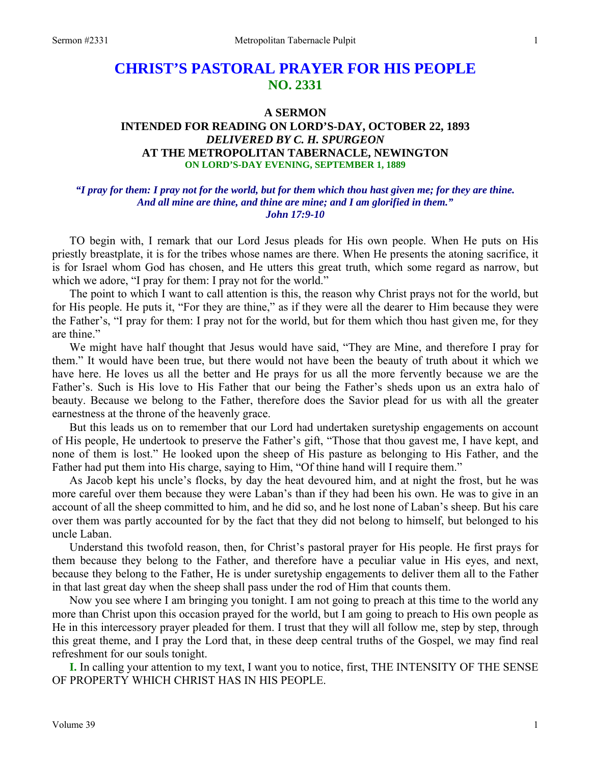# CHRIST'S PASTORAL PRAYER FOR HIS PEOPLE
## NO. 2331

### A SERMON
### INTENDED FOR READING ON LORD'S-DAY, OCTOBER 22, 1893
### *DELIVERED BY C. H. SPURGEON*
### AT THE METROPOLITAN TABERNACLE, NEWINGTON
#### ON LORD'S-DAY EVENING, SEPTEMBER 1, 1889

***"I pray for them: I pray not for the world, but for them which thou hast given me; for they are thine. And all mine are thine, and thine are mine; and I am glorified in them."***
***John 17:9-10***

TO begin with, I remark that our Lord Jesus pleads for His own people. When He puts on His priestly breastplate, it is for the tribes whose names are there. When He presents the atoning sacrifice, it is for Israel whom God has chosen, and He utters this great truth, which some regard as narrow, but which we adore, "I pray for them: I pray not for the world."

The point to which I want to call attention is this, the reason why Christ prays not for the world, but for His people. He puts it, "For they are thine," as if they were all the dearer to Him because they were the Father's, "I pray for them: I pray not for the world, but for them which thou hast given me, for they are thine."

We might have half thought that Jesus would have said, "They are Mine, and therefore I pray for them." It would have been true, but there would not have been the beauty of truth about it which we have here. He loves us all the better and He prays for us all the more fervently because we are the Father's. Such is His love to His Father that our being the Father's sheds upon us an extra halo of beauty. Because we belong to the Father, therefore does the Savior plead for us with all the greater earnestness at the throne of the heavenly grace.

But this leads us on to remember that our Lord had undertaken suretyship engagements on account of His people, He undertook to preserve the Father's gift, "Those that thou gavest me, I have kept, and none of them is lost." He looked upon the sheep of His pasture as belonging to His Father, and the Father had put them into His charge, saying to Him, "Of thine hand will I require them."

As Jacob kept his uncle's flocks, by day the heat devoured him, and at night the frost, but he was more careful over them because they were Laban's than if they had been his own. He was to give in an account of all the sheep committed to him, and he did so, and he lost none of Laban's sheep. But his care over them was partly accounted for by the fact that they did not belong to himself, but belonged to his uncle Laban.

Understand this twofold reason, then, for Christ's pastoral prayer for His people. He first prays for them because they belong to the Father, and therefore have a peculiar value in His eyes, and next, because they belong to the Father, He is under suretyship engagements to deliver them all to the Father in that last great day when the sheep shall pass under the rod of Him that counts them.

Now you see where I am bringing you tonight. I am not going to preach at this time to the world any more than Christ upon this occasion prayed for the world, but I am going to preach to His own people as He in this intercessory prayer pleaded for them. I trust that they will all follow me, step by step, through this great theme, and I pray the Lord that, in these deep central truths of the Gospel, we may find real refreshment for our souls tonight.

**I.** In calling your attention to my text, I want you to notice, first, THE INTENSITY OF THE SENSE OF PROPERTY WHICH CHRIST HAS IN HIS PEOPLE.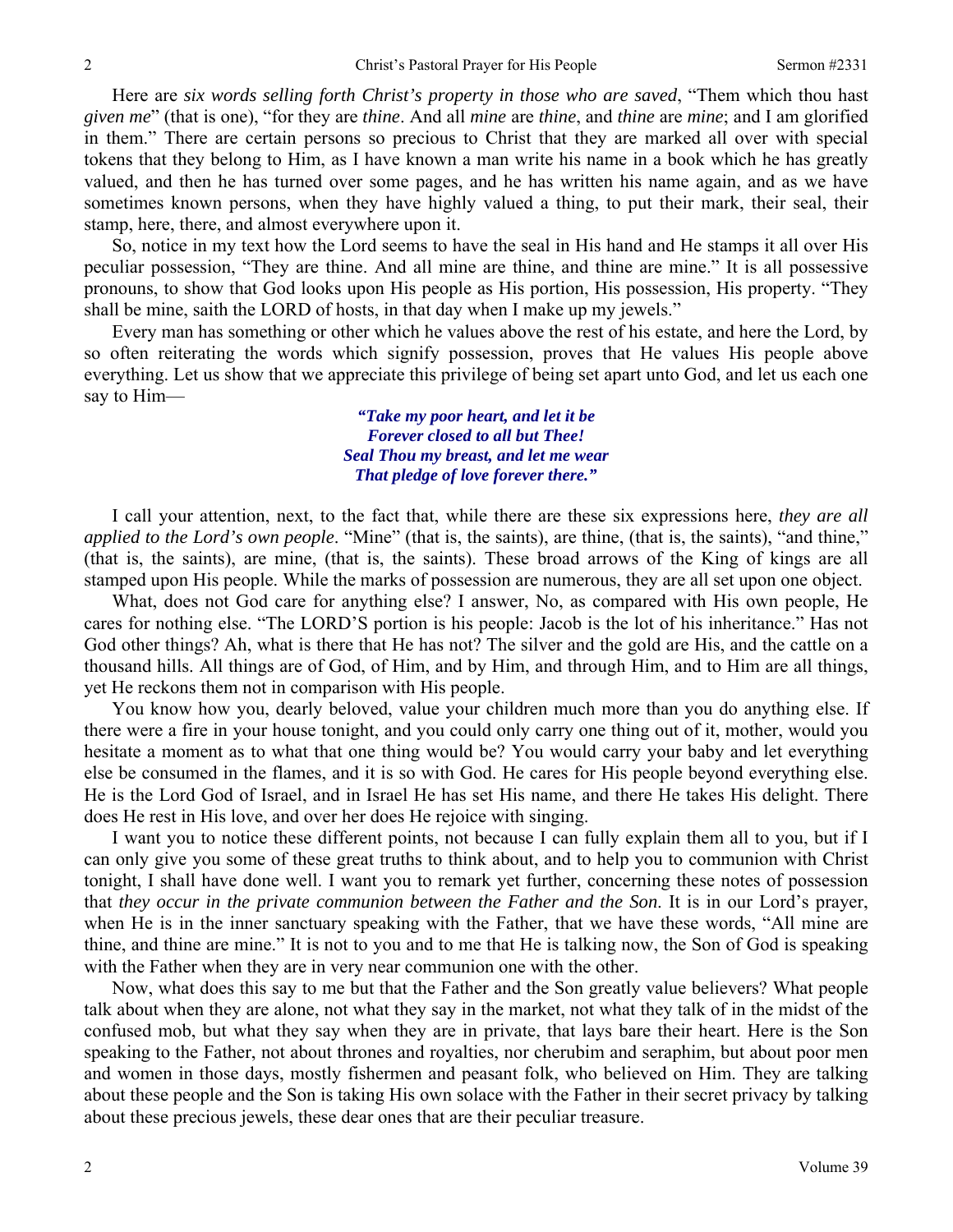Here are *six words selling forth Christ's property in those who are saved*, "Them which thou hast *given me*" (that is one), "for they are *thine*. And all *mine* are *thine*, and *thine* are *mine*; and I am glorified in them." There are certain persons so precious to Christ that they are marked all over with special tokens that they belong to Him, as I have known a man write his name in a book which he has greatly valued, and then he has turned over some pages, and he has written his name again, and as we have sometimes known persons, when they have highly valued a thing, to put their mark, their seal, their stamp, here, there, and almost everywhere upon it.

So, notice in my text how the Lord seems to have the seal in His hand and He stamps it all over His peculiar possession, "They are thine. And all mine are thine, and thine are mine." It is all possessive pronouns, to show that God looks upon His people as His portion, His possession, His property. "They shall be mine, saith the LORD of hosts, in that day when I make up my jewels."

Every man has something or other which he values above the rest of his estate, and here the Lord, by so often reiterating the words which signify possession, proves that He values His people above everything. Let us show that we appreciate this privilege of being set apart unto God, and let us each one say to Him—

> ***"Take my poor heart, and let it be***
> ***Forever closed to all but Thee!***
> ***Seal Thou my breast, and let me wear***
> ***That pledge of love forever there."***

I call your attention, next, to the fact that, while there are these six expressions here, *they are all applied to the Lord's own people*. "Mine" (that is, the saints), are thine, (that is, the saints), "and thine," (that is, the saints), are mine, (that is, the saints). These broad arrows of the King of kings are all stamped upon His people. While the marks of possession are numerous, they are all set upon one object.

What, does not God care for anything else? I answer, No, as compared with His own people, He cares for nothing else. "The LORD'S portion is his people: Jacob is the lot of his inheritance." Has not God other things? Ah, what is there that He has not? The silver and the gold are His, and the cattle on a thousand hills. All things are of God, of Him, and by Him, and through Him, and to Him are all things, yet He reckons them not in comparison with His people.

You know how you, dearly beloved, value your children much more than you do anything else. If there were a fire in your house tonight, and you could only carry one thing out of it, mother, would you hesitate a moment as to what that one thing would be? You would carry your baby and let everything else be consumed in the flames, and it is so with God. He cares for His people beyond everything else. He is the Lord God of Israel, and in Israel He has set His name, and there He takes His delight. There does He rest in His love, and over her does He rejoice with singing.

I want you to notice these different points, not because I can fully explain them all to you, but if I can only give you some of these great truths to think about, and to help you to communion with Christ tonight, I shall have done well. I want you to remark yet further, concerning these notes of possession that *they occur in the private communion between the Father and the Son*. It is in our Lord's prayer, when He is in the inner sanctuary speaking with the Father, that we have these words, "All mine are thine, and thine are mine." It is not to you and to me that He is talking now, the Son of God is speaking with the Father when they are in very near communion one with the other.

Now, what does this say to me but that the Father and the Son greatly value believers? What people talk about when they are alone, not what they say in the market, not what they talk of in the midst of the confused mob, but what they say when they are in private, that lays bare their heart. Here is the Son speaking to the Father, not about thrones and royalties, nor cherubim and seraphim, but about poor men and women in those days, mostly fishermen and peasant folk, who believed on Him. They are talking about these people and the Son is taking His own solace with the Father in their secret privacy by talking about these precious jewels, these dear ones that are their peculiar treasure.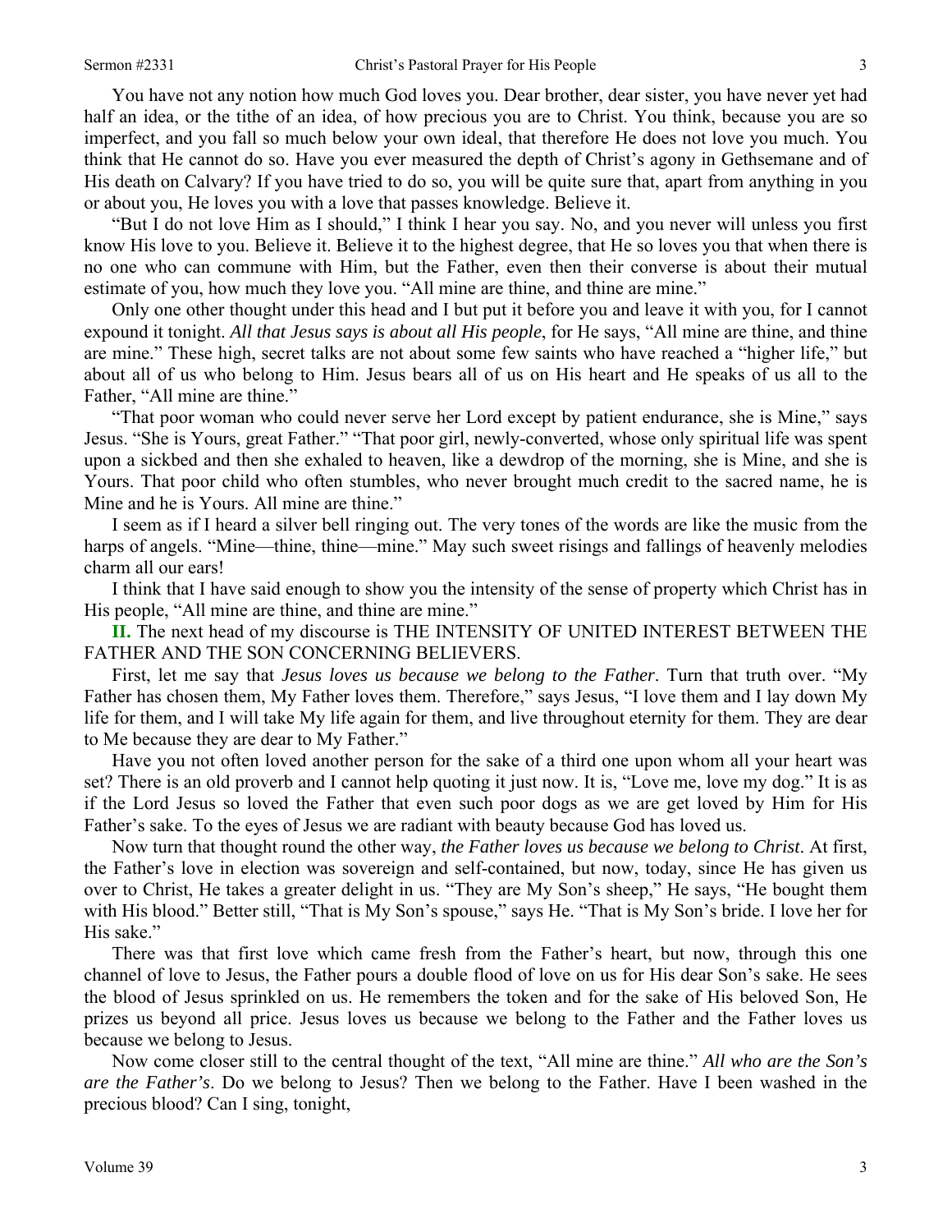You have not any notion how much God loves you. Dear brother, dear sister, you have never yet had half an idea, or the tithe of an idea, of how precious you are to Christ. You think, because you are so imperfect, and you fall so much below your own ideal, that therefore He does not love you much. You think that He cannot do so. Have you ever measured the depth of Christ's agony in Gethsemane and of His death on Calvary? If you have tried to do so, you will be quite sure that, apart from anything in you or about you, He loves you with a love that passes knowledge. Believe it.

"But I do not love Him as I should," I think I hear you say. No, and you never will unless you first know His love to you. Believe it. Believe it to the highest degree, that He so loves you that when there is no one who can commune with Him, but the Father, even then their converse is about their mutual estimate of you, how much they love you. "All mine are thine, and thine are mine."

Only one other thought under this head and I but put it before you and leave it with you, for I cannot expound it tonight. *All that Jesus says is about all His people*, for He says, "All mine are thine, and thine are mine." These high, secret talks are not about some few saints who have reached a "higher life," but about all of us who belong to Him. Jesus bears all of us on His heart and He speaks of us all to the Father, "All mine are thine."

"That poor woman who could never serve her Lord except by patient endurance, she is Mine," says Jesus. "She is Yours, great Father." "That poor girl, newly-converted, whose only spiritual life was spent upon a sickbed and then she exhaled to heaven, like a dewdrop of the morning, she is Mine, and she is Yours. That poor child who often stumbles, who never brought much credit to the sacred name, he is Mine and he is Yours. All mine are thine."

I seem as if I heard a silver bell ringing out. The very tones of the words are like the music from the harps of angels. "Mine—thine, thine—mine." May such sweet risings and fallings of heavenly melodies charm all our ears!

I think that I have said enough to show you the intensity of the sense of property which Christ has in His people, "All mine are thine, and thine are mine."

**II.** The next head of my discourse is THE INTENSITY OF UNITED INTEREST BETWEEN THE FATHER AND THE SON CONCERNING BELIEVERS.

First, let me say that *Jesus loves us because we belong to the Father*. Turn that truth over. "My Father has chosen them, My Father loves them. Therefore," says Jesus, "I love them and I lay down My life for them, and I will take My life again for them, and live throughout eternity for them. They are dear to Me because they are dear to My Father."

Have you not often loved another person for the sake of a third one upon whom all your heart was set? There is an old proverb and I cannot help quoting it just now. It is, "Love me, love my dog." It is as if the Lord Jesus so loved the Father that even such poor dogs as we are get loved by Him for His Father's sake. To the eyes of Jesus we are radiant with beauty because God has loved us.

Now turn that thought round the other way, *the Father loves us because we belong to Christ*. At first, the Father's love in election was sovereign and self-contained, but now, today, since He has given us over to Christ, He takes a greater delight in us. "They are My Son's sheep," He says, "He bought them with His blood." Better still, "That is My Son's spouse," says He. "That is My Son's bride. I love her for His sake."

There was that first love which came fresh from the Father's heart, but now, through this one channel of love to Jesus, the Father pours a double flood of love on us for His dear Son's sake. He sees the blood of Jesus sprinkled on us. He remembers the token and for the sake of His beloved Son, He prizes us beyond all price. Jesus loves us because we belong to the Father and the Father loves us because we belong to Jesus.

Now come closer still to the central thought of the text, "All mine are thine." *All who are the Son's are the Father's*. Do we belong to Jesus? Then we belong to the Father. Have I been washed in the precious blood? Can I sing, tonight,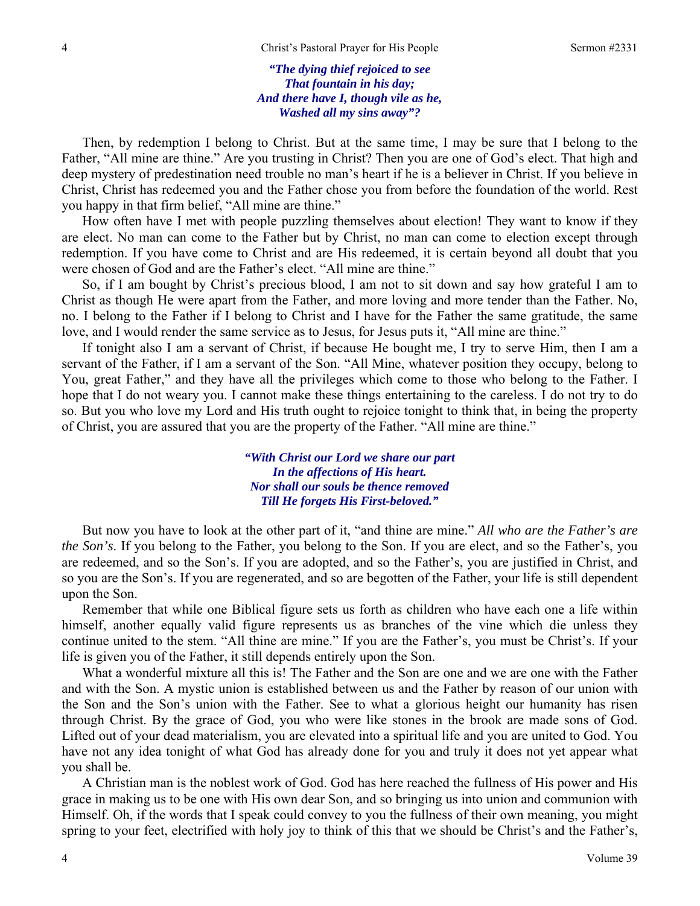*"The dying thief rejoiced to see*
*That fountain in his day;*
*And there have I, though vile as he,*
*Washed all my sins away"?*

Then, by redemption I belong to Christ. But at the same time, I may be sure that I belong to the Father, "All mine are thine." Are you trusting in Christ? Then you are one of God's elect. That high and deep mystery of predestination need trouble no man's heart if he is a believer in Christ. If you believe in Christ, Christ has redeemed you and the Father chose you from before the foundation of the world. Rest you happy in that firm belief, "All mine are thine."

How often have I met with people puzzling themselves about election! They want to know if they are elect. No man can come to the Father but by Christ, no man can come to election except through redemption. If you have come to Christ and are His redeemed, it is certain beyond all doubt that you were chosen of God and are the Father's elect. "All mine are thine."

So, if I am bought by Christ's precious blood, I am not to sit down and say how grateful I am to Christ as though He were apart from the Father, and more loving and more tender than the Father. No, no. I belong to the Father if I belong to Christ and I have for the Father the same gratitude, the same love, and I would render the same service as to Jesus, for Jesus puts it, "All mine are thine."

If tonight also I am a servant of Christ, if because He bought me, I try to serve Him, then I am a servant of the Father, if I am a servant of the Son. "All Mine, whatever position they occupy, belong to You, great Father," and they have all the privileges which come to those who belong to the Father. I hope that I do not weary you. I cannot make these things entertaining to the careless. I do not try to do so. But you who love my Lord and His truth ought to rejoice tonight to think that, in being the property of Christ, you are assured that you are the property of the Father. "All mine are thine."

*"With Christ our Lord we share our part*
*In the affections of His heart.*
*Nor shall our souls be thence removed*
*Till He forgets His First-beloved."*

But now you have to look at the other part of it, "and thine are mine." *All who are the Father's are the Son's*. If you belong to the Father, you belong to the Son. If you are elect, and so the Father's, you are redeemed, and so the Son's. If you are adopted, and so the Father's, you are justified in Christ, and so you are the Son's. If you are regenerated, and so are begotten of the Father, your life is still dependent upon the Son.

Remember that while one Biblical figure sets us forth as children who have each one a life within himself, another equally valid figure represents us as branches of the vine which die unless they continue united to the stem. "All thine are mine." If you are the Father's, you must be Christ's. If your life is given you of the Father, it still depends entirely upon the Son.

What a wonderful mixture all this is! The Father and the Son are one and we are one with the Father and with the Son. A mystic union is established between us and the Father by reason of our union with the Son and the Son's union with the Father. See to what a glorious height our humanity has risen through Christ. By the grace of God, you who were like stones in the brook are made sons of God. Lifted out of your dead materialism, you are elevated into a spiritual life and you are united to God. You have not any idea tonight of what God has already done for you and truly it does not yet appear what you shall be.

A Christian man is the noblest work of God. God has here reached the fullness of His power and His grace in making us to be one with His own dear Son, and so bringing us into union and communion with Himself. Oh, if the words that I speak could convey to you the fullness of their own meaning, you might spring to your feet, electrified with holy joy to think of this that we should be Christ's and the Father's,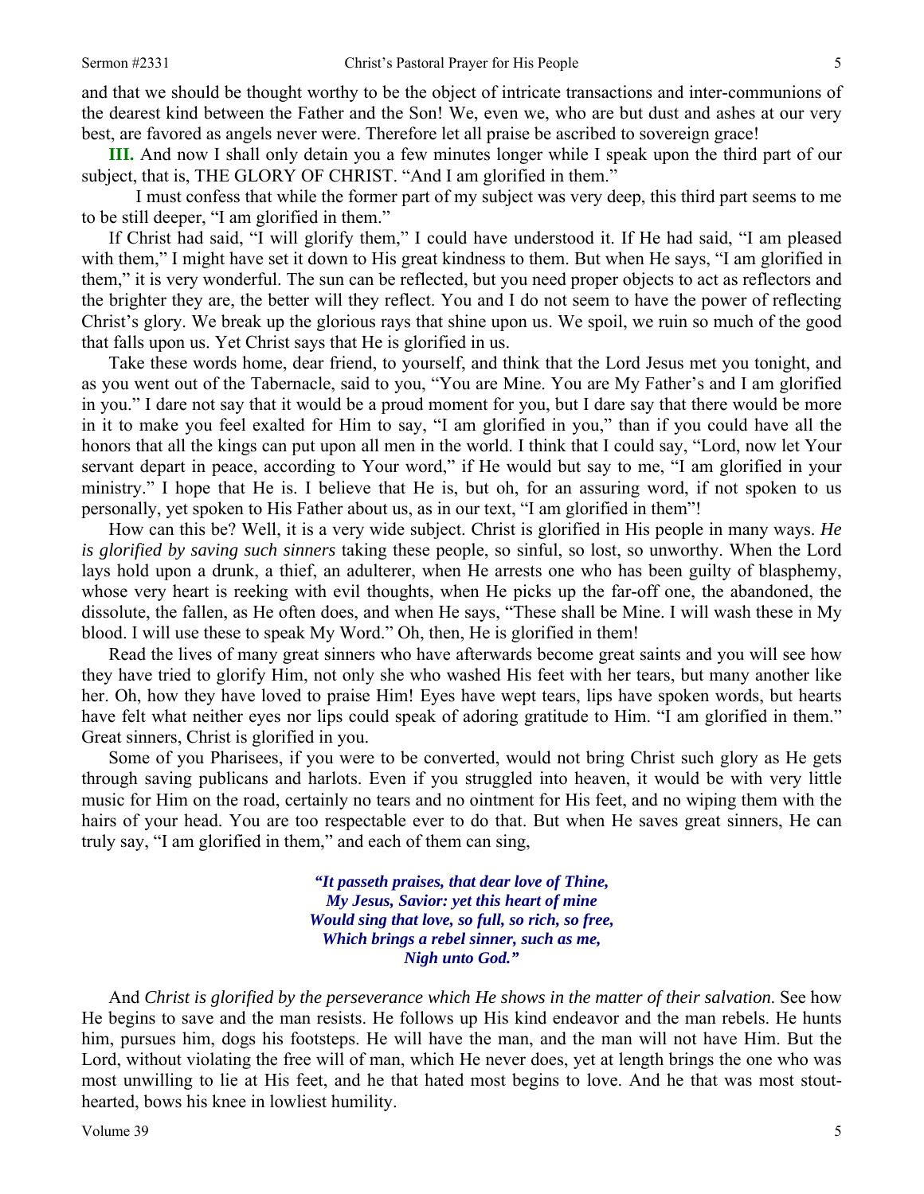and that we should be thought worthy to be the object of intricate transactions and inter-communions of the dearest kind between the Father and the Son! We, even we, who are but dust and ashes at our very best, are favored as angels never were. Therefore let all praise be ascribed to sovereign grace!

**III.** And now I shall only detain you a few minutes longer while I speak upon the third part of our subject, that is, THE GLORY OF CHRIST. "And I am glorified in them."

I must confess that while the former part of my subject was very deep, this third part seems to me to be still deeper, "I am glorified in them."

If Christ had said, "I will glorify them," I could have understood it. If He had said, "I am pleased with them," I might have set it down to His great kindness to them. But when He says, "I am glorified in them," it is very wonderful. The sun can be reflected, but you need proper objects to act as reflectors and the brighter they are, the better will they reflect. You and I do not seem to have the power of reflecting Christ's glory. We break up the glorious rays that shine upon us. We spoil, we ruin so much of the good that falls upon us. Yet Christ says that He is glorified in us.

Take these words home, dear friend, to yourself, and think that the Lord Jesus met you tonight, and as you went out of the Tabernacle, said to you, "You are Mine. You are My Father's and I am glorified in you." I dare not say that it would be a proud moment for you, but I dare say that there would be more in it to make you feel exalted for Him to say, "I am glorified in you," than if you could have all the honors that all the kings can put upon all men in the world. I think that I could say, "Lord, now let Your servant depart in peace, according to Your word," if He would but say to me, "I am glorified in your ministry." I hope that He is. I believe that He is, but oh, for an assuring word, if not spoken to us personally, yet spoken to His Father about us, as in our text, "I am glorified in them"!

How can this be? Well, it is a very wide subject. Christ is glorified in His people in many ways. *He is glorified by saving such sinners* taking these people, so sinful, so lost, so unworthy. When the Lord lays hold upon a drunk, a thief, an adulterer, when He arrests one who has been guilty of blasphemy, whose very heart is reeking with evil thoughts, when He picks up the far-off one, the abandoned, the dissolute, the fallen, as He often does, and when He says, "These shall be Mine. I will wash these in My blood. I will use these to speak My Word." Oh, then, He is glorified in them!

Read the lives of many great sinners who have afterwards become great saints and you will see how they have tried to glorify Him, not only she who washed His feet with her tears, but many another like her. Oh, how they have loved to praise Him! Eyes have wept tears, lips have spoken words, but hearts have felt what neither eyes nor lips could speak of adoring gratitude to Him. "I am glorified in them." Great sinners, Christ is glorified in you.

Some of you Pharisees, if you were to be converted, would not bring Christ such glory as He gets through saving publicans and harlots. Even if you struggled into heaven, it would be with very little music for Him on the road, certainly no tears and no ointment for His feet, and no wiping them with the hairs of your head. You are too respectable ever to do that. But when He saves great sinners, He can truly say, "I am glorified in them," and each of them can sing,

> ***"It passeth praises, that dear love of Thine,***
> ***My Jesus, Savior: yet this heart of mine***
> ***Would sing that love, so full, so rich, so free,***
> ***Which brings a rebel sinner, such as me,***
> ***Nigh unto God."***

And *Christ is glorified by the perseverance which He shows in the matter of their salvation.* See how He begins to save and the man resists. He follows up His kind endeavor and the man rebels. He hunts him, pursues him, dogs his footsteps. He will have the man, and the man will not have Him. But the Lord, without violating the free will of man, which He never does, yet at length brings the one who was most unwilling to lie at His feet, and he that hated most begins to love. And he that was most stout-hearted, bows his knee in lowliest humility.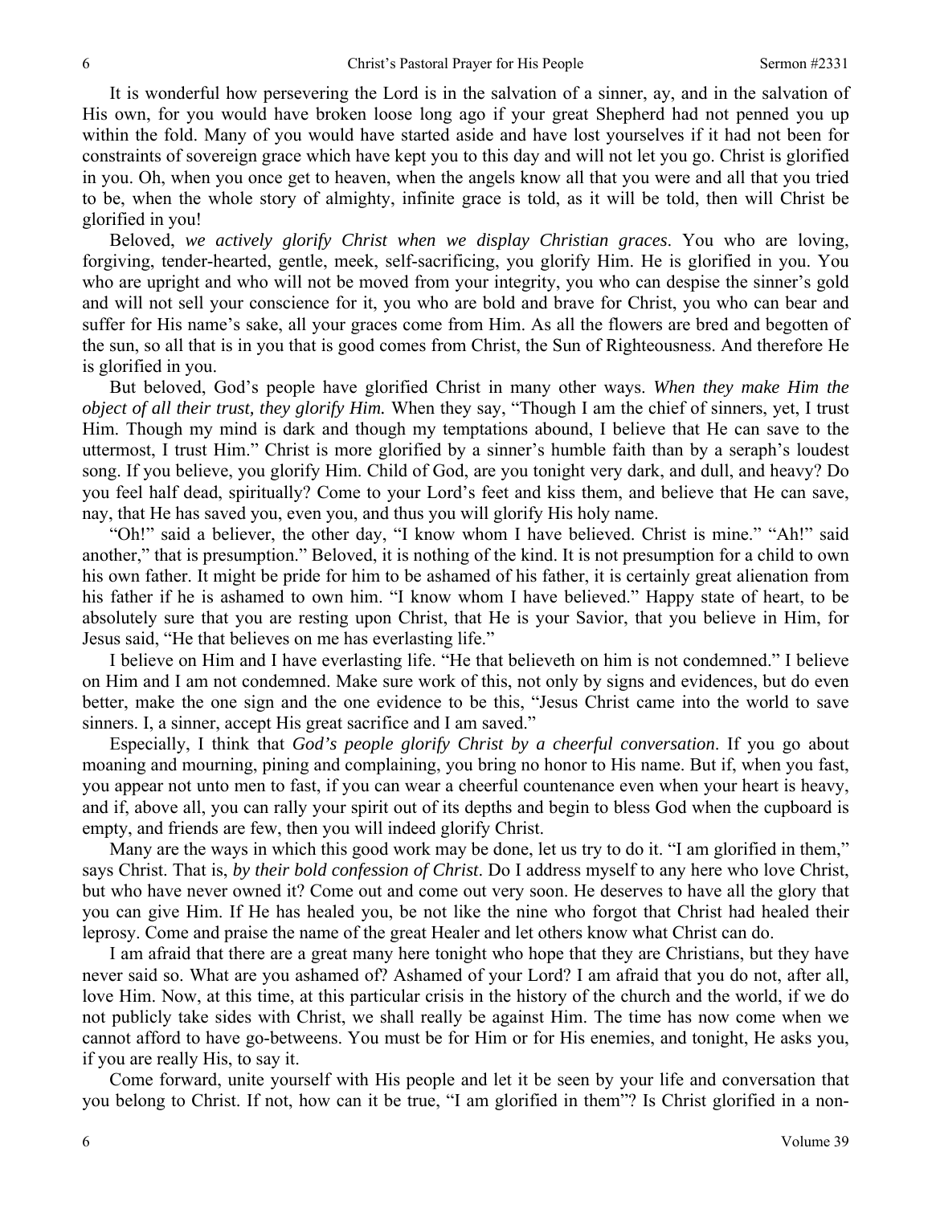It is wonderful how persevering the Lord is in the salvation of a sinner, ay, and in the salvation of His own, for you would have broken loose long ago if your great Shepherd had not penned you up within the fold. Many of you would have started aside and have lost yourselves if it had not been for constraints of sovereign grace which have kept you to this day and will not let you go. Christ is glorified in you. Oh, when you once get to heaven, when the angels know all that you were and all that you tried to be, when the whole story of almighty, infinite grace is told, as it will be told, then will Christ be glorified in you!

Beloved, *we actively glorify Christ when we display Christian graces*. You who are loving, forgiving, tender-hearted, gentle, meek, self-sacrificing, you glorify Him. He is glorified in you. You who are upright and who will not be moved from your integrity, you who can despise the sinner's gold and will not sell your conscience for it, you who are bold and brave for Christ, you who can bear and suffer for His name's sake, all your graces come from Him. As all the flowers are bred and begotten of the sun, so all that is in you that is good comes from Christ, the Sun of Righteousness. And therefore He is glorified in you.

But beloved, God's people have glorified Christ in many other ways. *When they make Him the object of all their trust, they glorify Him.* When they say, "Though I am the chief of sinners, yet, I trust Him. Though my mind is dark and though my temptations abound, I believe that He can save to the uttermost, I trust Him." Christ is more glorified by a sinner's humble faith than by a seraph's loudest song. If you believe, you glorify Him. Child of God, are you tonight very dark, and dull, and heavy? Do you feel half dead, spiritually? Come to your Lord's feet and kiss them, and believe that He can save, nay, that He has saved you, even you, and thus you will glorify His holy name.

"Oh!" said a believer, the other day, "I know whom I have believed. Christ is mine." "Ah!" said another," that is presumption." Beloved, it is nothing of the kind. It is not presumption for a child to own his own father. It might be pride for him to be ashamed of his father, it is certainly great alienation from his father if he is ashamed to own him. "I know whom I have believed." Happy state of heart, to be absolutely sure that you are resting upon Christ, that He is your Savior, that you believe in Him, for Jesus said, "He that believes on me has everlasting life."

I believe on Him and I have everlasting life. "He that believeth on him is not condemned." I believe on Him and I am not condemned. Make sure work of this, not only by signs and evidences, but do even better, make the one sign and the one evidence to be this, "Jesus Christ came into the world to save sinners. I, a sinner, accept His great sacrifice and I am saved."

Especially, I think that *God's people glorify Christ by a cheerful conversation*. If you go about moaning and mourning, pining and complaining, you bring no honor to His name. But if, when you fast, you appear not unto men to fast, if you can wear a cheerful countenance even when your heart is heavy, and if, above all, you can rally your spirit out of its depths and begin to bless God when the cupboard is empty, and friends are few, then you will indeed glorify Christ.

Many are the ways in which this good work may be done, let us try to do it. "I am glorified in them," says Christ. That is, *by their bold confession of Christ*. Do I address myself to any here who love Christ, but who have never owned it? Come out and come out very soon. He deserves to have all the glory that you can give Him. If He has healed you, be not like the nine who forgot that Christ had healed their leprosy. Come and praise the name of the great Healer and let others know what Christ can do.

I am afraid that there are a great many here tonight who hope that they are Christians, but they have never said so. What are you ashamed of? Ashamed of your Lord? I am afraid that you do not, after all, love Him. Now, at this time, at this particular crisis in the history of the church and the world, if we do not publicly take sides with Christ, we shall really be against Him. The time has now come when we cannot afford to have go-betweens. You must be for Him or for His enemies, and tonight, He asks you, if you are really His, to say it.

Come forward, unite yourself with His people and let it be seen by your life and conversation that you belong to Christ. If not, how can it be true, "I am glorified in them"? Is Christ glorified in a non-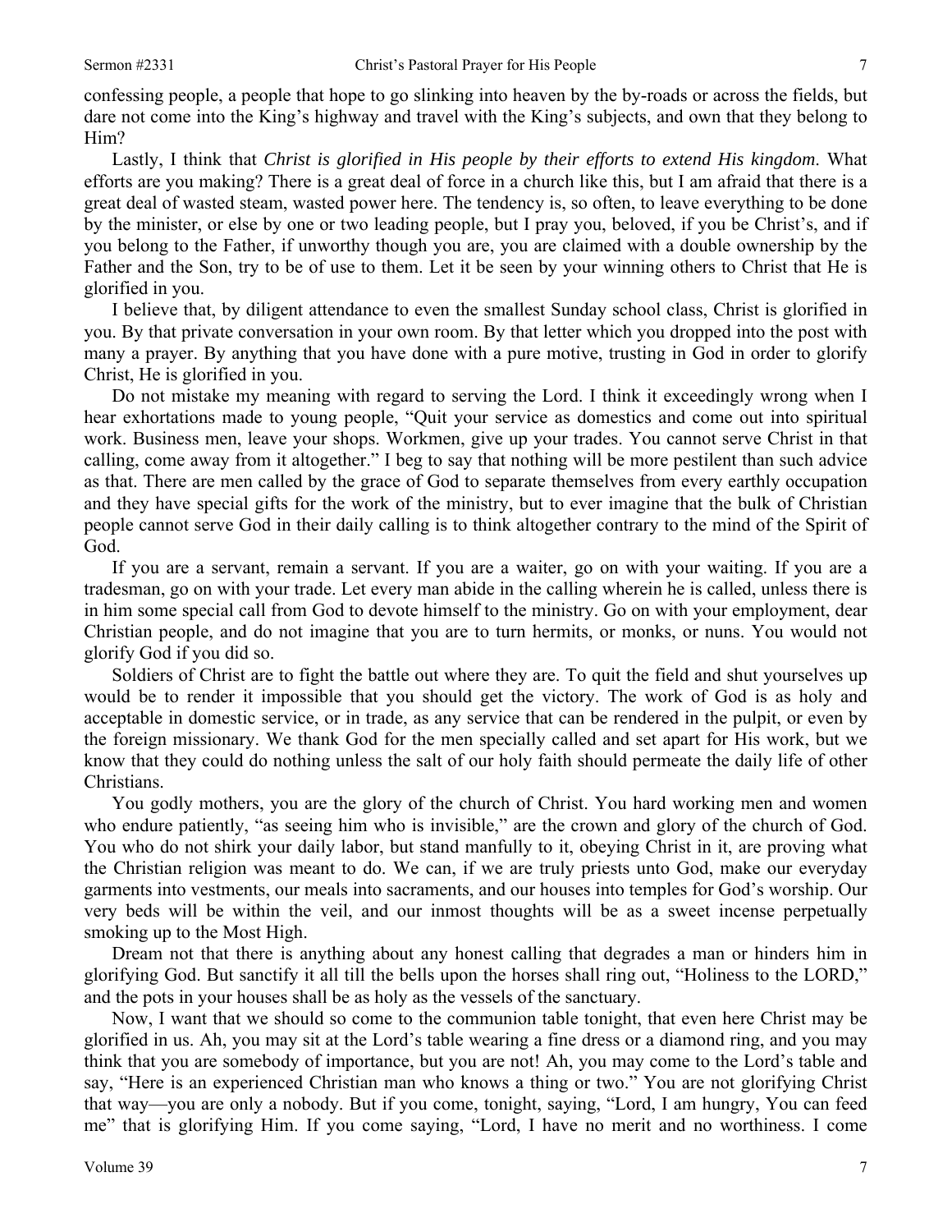confessing people, a people that hope to go slinking into heaven by the by-roads or across the fields, but dare not come into the King's highway and travel with the King's subjects, and own that they belong to Him?

Lastly, I think that *Christ is glorified in His people by their efforts to extend His kingdom*. What efforts are you making? There is a great deal of force in a church like this, but I am afraid that there is a great deal of wasted steam, wasted power here. The tendency is, so often, to leave everything to be done by the minister, or else by one or two leading people, but I pray you, beloved, if you be Christ's, and if you belong to the Father, if unworthy though you are, you are claimed with a double ownership by the Father and the Son, try to be of use to them. Let it be seen by your winning others to Christ that He is glorified in you.

I believe that, by diligent attendance to even the smallest Sunday school class, Christ is glorified in you. By that private conversation in your own room. By that letter which you dropped into the post with many a prayer. By anything that you have done with a pure motive, trusting in God in order to glorify Christ, He is glorified in you.

Do not mistake my meaning with regard to serving the Lord. I think it exceedingly wrong when I hear exhortations made to young people, "Quit your service as domestics and come out into spiritual work. Business men, leave your shops. Workmen, give up your trades. You cannot serve Christ in that calling, come away from it altogether." I beg to say that nothing will be more pestilent than such advice as that. There are men called by the grace of God to separate themselves from every earthly occupation and they have special gifts for the work of the ministry, but to ever imagine that the bulk of Christian people cannot serve God in their daily calling is to think altogether contrary to the mind of the Spirit of God.

If you are a servant, remain a servant. If you are a waiter, go on with your waiting. If you are a tradesman, go on with your trade. Let every man abide in the calling wherein he is called, unless there is in him some special call from God to devote himself to the ministry. Go on with your employment, dear Christian people, and do not imagine that you are to turn hermits, or monks, or nuns. You would not glorify God if you did so.

Soldiers of Christ are to fight the battle out where they are. To quit the field and shut yourselves up would be to render it impossible that you should get the victory. The work of God is as holy and acceptable in domestic service, or in trade, as any service that can be rendered in the pulpit, or even by the foreign missionary. We thank God for the men specially called and set apart for His work, but we know that they could do nothing unless the salt of our holy faith should permeate the daily life of other Christians.

You godly mothers, you are the glory of the church of Christ. You hard working men and women who endure patiently, "as seeing him who is invisible," are the crown and glory of the church of God. You who do not shirk your daily labor, but stand manfully to it, obeying Christ in it, are proving what the Christian religion was meant to do. We can, if we are truly priests unto God, make our everyday garments into vestments, our meals into sacraments, and our houses into temples for God's worship. Our very beds will be within the veil, and our inmost thoughts will be as a sweet incense perpetually smoking up to the Most High.

Dream not that there is anything about any honest calling that degrades a man or hinders him in glorifying God. But sanctify it all till the bells upon the horses shall ring out, "Holiness to the LORD," and the pots in your houses shall be as holy as the vessels of the sanctuary.

Now, I want that we should so come to the communion table tonight, that even here Christ may be glorified in us. Ah, you may sit at the Lord's table wearing a fine dress or a diamond ring, and you may think that you are somebody of importance, but you are not! Ah, you may come to the Lord's table and say, "Here is an experienced Christian man who knows a thing or two." You are not glorifying Christ that way—you are only a nobody. But if you come, tonight, saying, "Lord, I am hungry, You can feed me" that is glorifying Him. If you come saying, "Lord, I have no merit and no worthiness. I come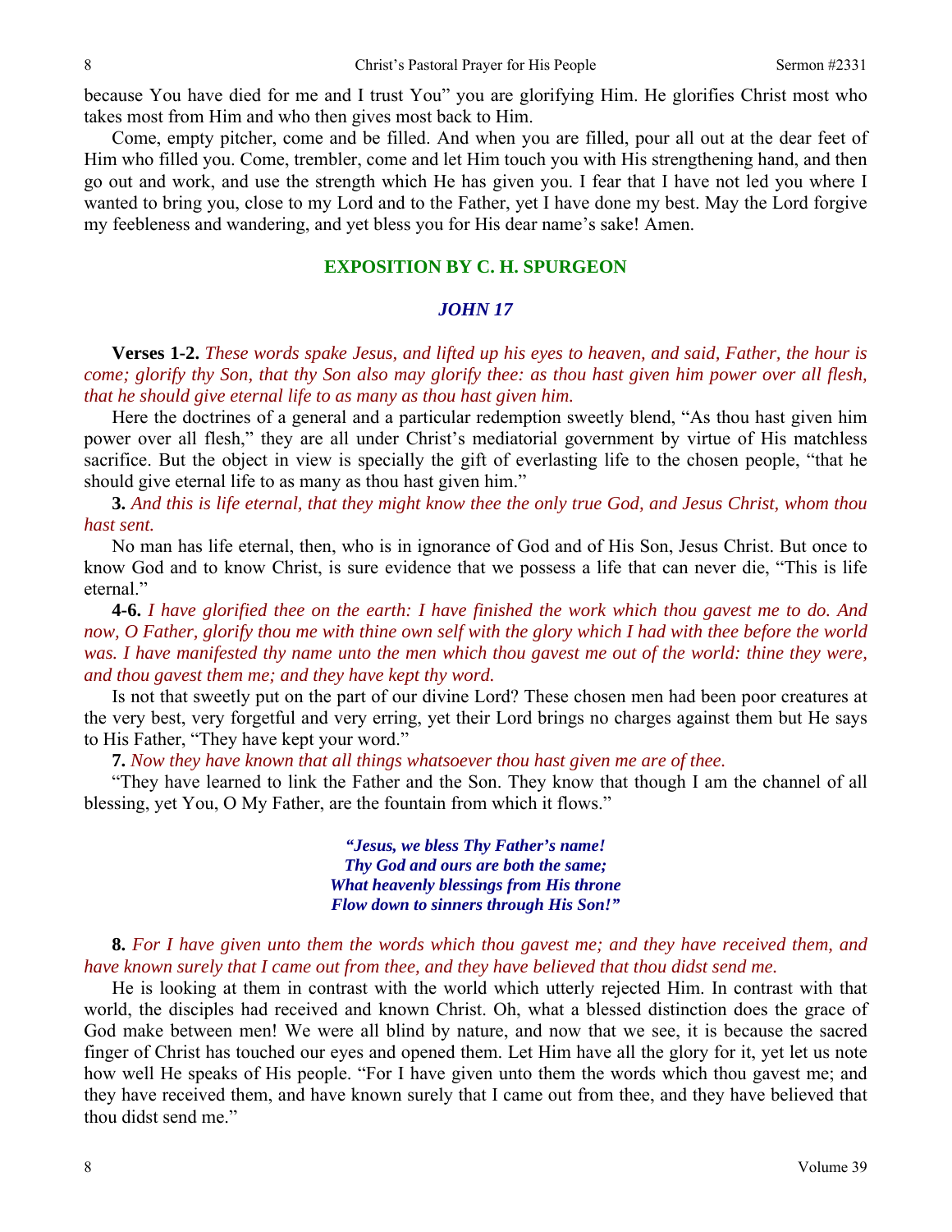because You have died for me and I trust You" you are glorifying Him. He glorifies Christ most who takes most from Him and who then gives most back to Him.

Come, empty pitcher, come and be filled. And when you are filled, pour all out at the dear feet of Him who filled you. Come, trembler, come and let Him touch you with His strengthening hand, and then go out and work, and use the strength which He has given you. I fear that I have not led you where I wanted to bring you, close to my Lord and to the Father, yet I have done my best. May the Lord forgive my feebleness and wandering, and yet bless you for His dear name's sake! Amen.

## EXPOSITION BY C. H. SPURGEON

### *JOHN 17*

**Verses 1-2.** *These words spake Jesus, and lifted up his eyes to heaven, and said, Father, the hour is come; glorify thy Son, that thy Son also may glorify thee: as thou hast given him power over all flesh, that he should give eternal life to as many as thou hast given him.*

Here the doctrines of a general and a particular redemption sweetly blend, "As thou hast given him power over all flesh," they are all under Christ's mediatorial government by virtue of His matchless sacrifice. But the object in view is specially the gift of everlasting life to the chosen people, "that he should give eternal life to as many as thou hast given him."

**3.** *And this is life eternal, that they might know thee the only true God, and Jesus Christ, whom thou hast sent.*

No man has life eternal, then, who is in ignorance of God and of His Son, Jesus Christ. But once to know God and to know Christ, is sure evidence that we possess a life that can never die, "This is life eternal."

**4-6.** *I have glorified thee on the earth: I have finished the work which thou gavest me to do. And now, O Father, glorify thou me with thine own self with the glory which I had with thee before the world was. I have manifested thy name unto the men which thou gavest me out of the world: thine they were, and thou gavest them me; and they have kept thy word.*

Is not that sweetly put on the part of our divine Lord? These chosen men had been poor creatures at the very best, very forgetful and very erring, yet their Lord brings no charges against them but He says to His Father, "They have kept your word."

**7.** *Now they have known that all things whatsoever thou hast given me are of thee.*

"They have learned to link the Father and the Son. They know that though I am the channel of all blessing, yet You, O My Father, are the fountain from which it flows."

> ***"Jesus, we bless Thy Father's name!***
> ***Thy God and ours are both the same;***
> ***What heavenly blessings from His throne***
> ***Flow down to sinners through His Son!"***

**8.** *For I have given unto them the words which thou gavest me; and they have received them, and have known surely that I came out from thee, and they have believed that thou didst send me.*

He is looking at them in contrast with the world which utterly rejected Him. In contrast with that world, the disciples had received and known Christ. Oh, what a blessed distinction does the grace of God make between men! We were all blind by nature, and now that we see, it is because the sacred finger of Christ has touched our eyes and opened them. Let Him have all the glory for it, yet let us note how well He speaks of His people. "For I have given unto them the words which thou gavest me; and they have received them, and have known surely that I came out from thee, and they have believed that thou didst send me."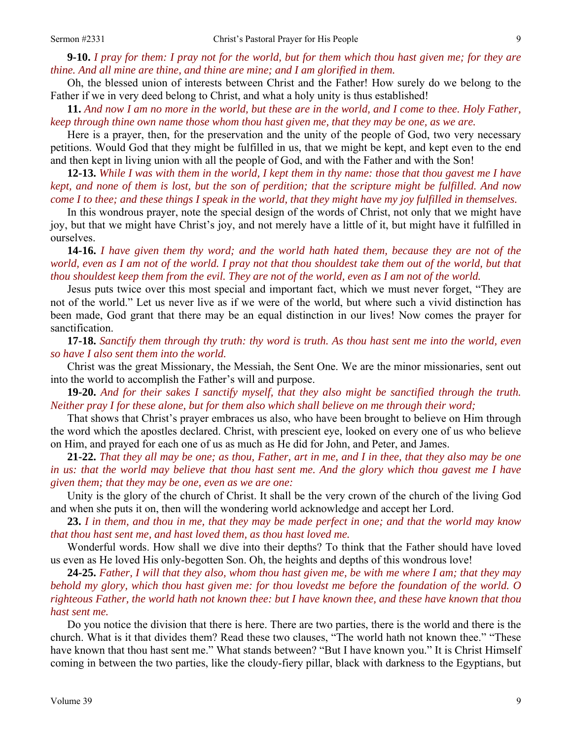**9-10.** *I pray for them: I pray not for the world, but for them which thou hast given me; for they are thine. And all mine are thine, and thine are mine; and I am glorified in them.*

Oh, the blessed union of interests between Christ and the Father! How surely do we belong to the Father if we in very deed belong to Christ, and what a holy unity is thus established!

**11.** *And now I am no more in the world, but these are in the world, and I come to thee. Holy Father, keep through thine own name those whom thou hast given me, that they may be one, as we are.*

Here is a prayer, then, for the preservation and the unity of the people of God, two very necessary petitions. Would God that they might be fulfilled in us, that we might be kept, and kept even to the end and then kept in living union with all the people of God, and with the Father and with the Son!

**12-13.** *While I was with them in the world, I kept them in thy name: those that thou gavest me I have kept, and none of them is lost, but the son of perdition; that the scripture might be fulfilled. And now come I to thee; and these things I speak in the world, that they might have my joy fulfilled in themselves.*

In this wondrous prayer, note the special design of the words of Christ, not only that we might have joy, but that we might have Christ's joy, and not merely have a little of it, but might have it fulfilled in ourselves.

**14-16.** *I have given them thy word; and the world hath hated them, because they are not of the world, even as I am not of the world. I pray not that thou shouldest take them out of the world, but that thou shouldest keep them from the evil. They are not of the world, even as I am not of the world.*

Jesus puts twice over this most special and important fact, which we must never forget, "They are not of the world." Let us never live as if we were of the world, but where such a vivid distinction has been made, God grant that there may be an equal distinction in our lives! Now comes the prayer for sanctification.

**17-18.** *Sanctify them through thy truth: thy word is truth. As thou hast sent me into the world, even so have I also sent them into the world.*

Christ was the great Missionary, the Messiah, the Sent One. We are the minor missionaries, sent out into the world to accomplish the Father's will and purpose.

**19-20.** *And for their sakes I sanctify myself, that they also might be sanctified through the truth. Neither pray I for these alone, but for them also which shall believe on me through their word;*

That shows that Christ's prayer embraces us also, who have been brought to believe on Him through the word which the apostles declared. Christ, with prescient eye, looked on every one of us who believe on Him, and prayed for each one of us as much as He did for John, and Peter, and James.

**21-22.** *That they all may be one; as thou, Father, art in me, and I in thee, that they also may be one in us: that the world may believe that thou hast sent me. And the glory which thou gavest me I have given them; that they may be one, even as we are one:*

Unity is the glory of the church of Christ. It shall be the very crown of the church of the living God and when she puts it on, then will the wondering world acknowledge and accept her Lord.

**23.** *I in them, and thou in me, that they may be made perfect in one; and that the world may know that thou hast sent me, and hast loved them, as thou hast loved me.*

Wonderful words. How shall we dive into their depths? To think that the Father should have loved us even as He loved His only-begotten Son. Oh, the heights and depths of this wondrous love!

**24-25.** *Father, I will that they also, whom thou hast given me, be with me where I am; that they may behold my glory, which thou hast given me: for thou lovedst me before the foundation of the world. O righteous Father, the world hath not known thee: but I have known thee, and these have known that thou hast sent me.*

Do you notice the division that there is here. There are two parties, there is the world and there is the church. What is it that divides them? Read these two clauses, "The world hath not known thee." "These have known that thou hast sent me." What stands between? "But I have known you." It is Christ Himself coming in between the two parties, like the cloudy-fiery pillar, black with darkness to the Egyptians, but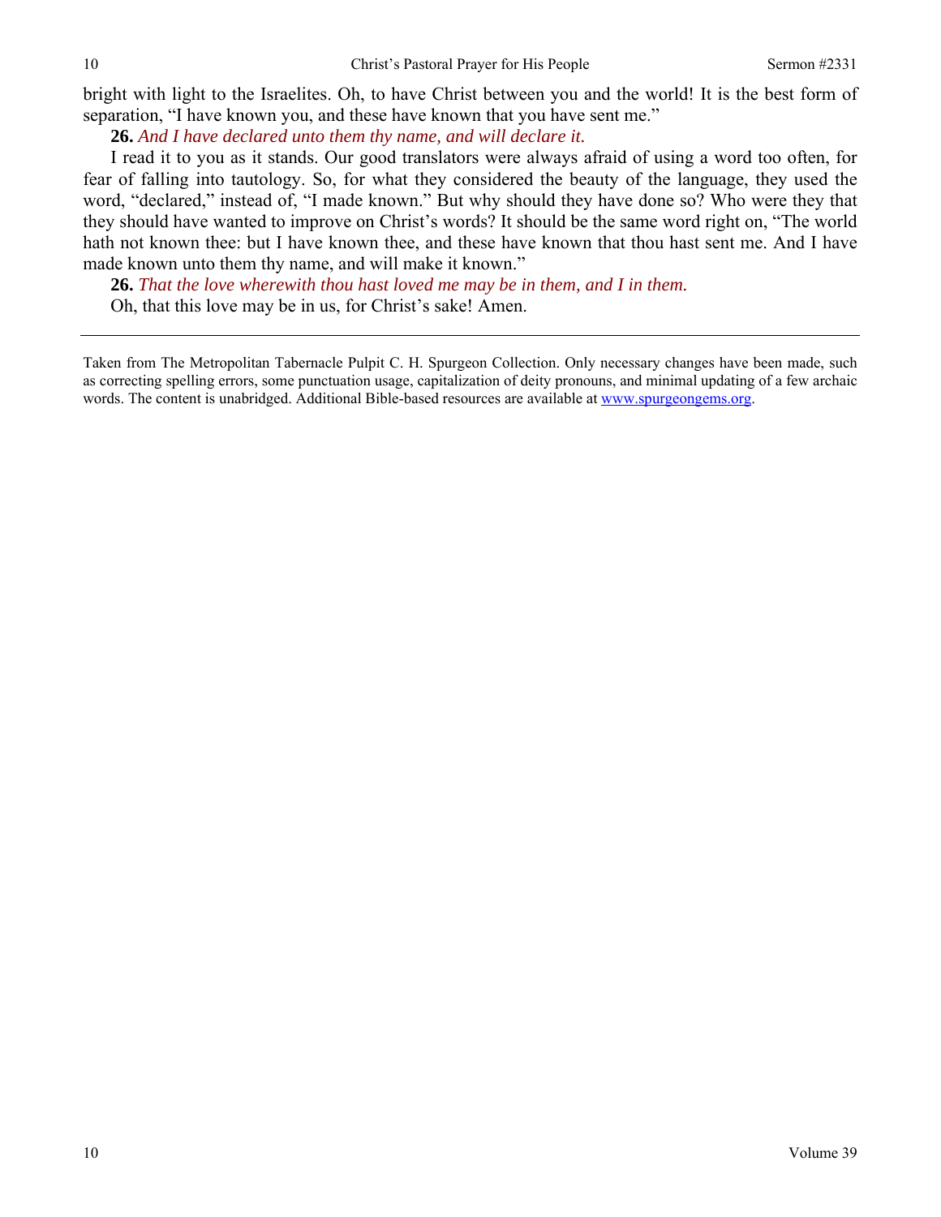bright with light to the Israelites. Oh, to have Christ between you and the world! It is the best form of separation, "I have known you, and these have known that you have sent me."

**26.** *And I have declared unto them thy name, and will declare it.*

I read it to you as it stands. Our good translators were always afraid of using a word too often, for fear of falling into tautology. So, for what they considered the beauty of the language, they used the word, "declared," instead of, "I made known." But why should they have done so? Who were they that they should have wanted to improve on Christ's words? It should be the same word right on, "The world hath not known thee: but I have known thee, and these have known that thou hast sent me. And I have made known unto them thy name, and will make it known."

**26.** *That the love wherewith thou hast loved me may be in them, and I in them.*

Oh, that this love may be in us, for Christ's sake! Amen.

---

Taken from The Metropolitan Tabernacle Pulpit C. H. Spurgeon Collection. Only necessary changes have been made, such as correcting spelling errors, some punctuation usage, capitalization of deity pronouns, and minimal updating of a few archaic words. The content is unabridged. Additional Bible-based resources are available at www.spurgeongems.org.